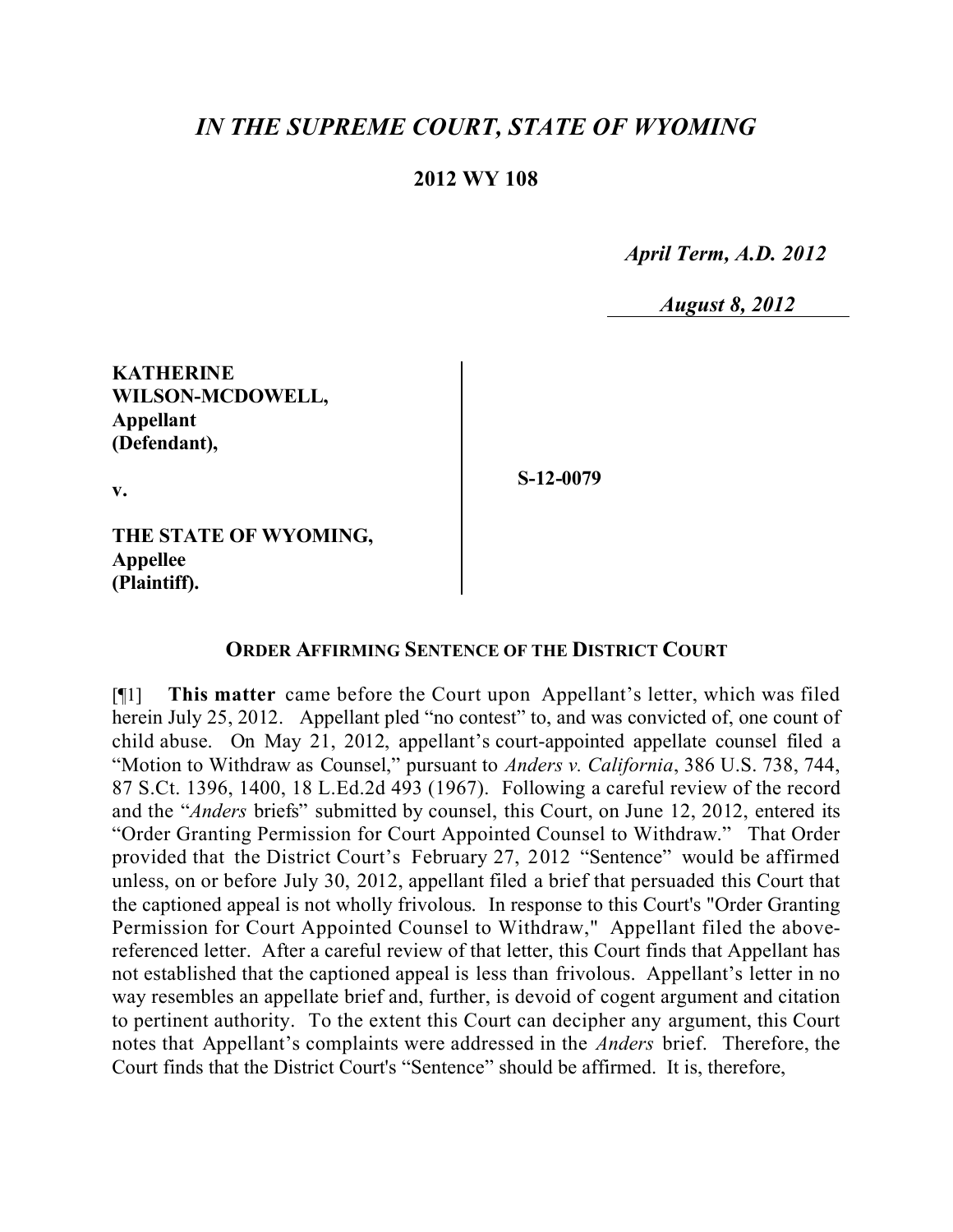# *IN THE SUPREME COURT, STATE OF WYOMING*

## 2012 WY 108

*April Term, A.D. 2012*

*August 8, 2012*

| | | |
|---|---|---|
| **KATHERINE WILSON-MCDOWELL, Appellant (Defendant),**<br><br>**v.**<br><br>**THE STATE OF WYOMING, Appellee (Plaintiff).** | | **S-12-0079** |

**ORDER AFFIRMING SENTENCE OF THE DISTRICT COURT**

[¶1] **This matter** came before the Court upon Appellant's letter, which was filed herein July 25, 2012. Appellant pled "no contest" to, and was convicted of, one count of child abuse. On May 21, 2012, appellant's court-appointed appellate counsel filed a "Motion to Withdraw as Counsel," pursuant to *Anders v. California*, 386 U.S. 738, 744, 87 S.Ct. 1396, 1400, 18 L.Ed.2d 493 (1967). Following a careful review of the record and the "*Anders* briefs" submitted by counsel, this Court, on June 12, 2012, entered its "Order Granting Permission for Court Appointed Counsel to Withdraw." That Order provided that the District Court's February 27, 2012 "Sentence" would be affirmed unless, on or before July 30, 2012, appellant filed a brief that persuaded this Court that the captioned appeal is not wholly frivolous. In response to this Court's "Order Granting Permission for Court Appointed Counsel to Withdraw," Appellant filed the above-referenced letter. After a careful review of that letter, this Court finds that Appellant has not established that the captioned appeal is less than frivolous. Appellant's letter in no way resembles an appellate brief and, further, is devoid of cogent argument and citation to pertinent authority. To the extent this Court can decipher any argument, this Court notes that Appellant's complaints were addressed in the *Anders* brief. Therefore, the Court finds that the District Court's "Sentence" should be affirmed. It is, therefore,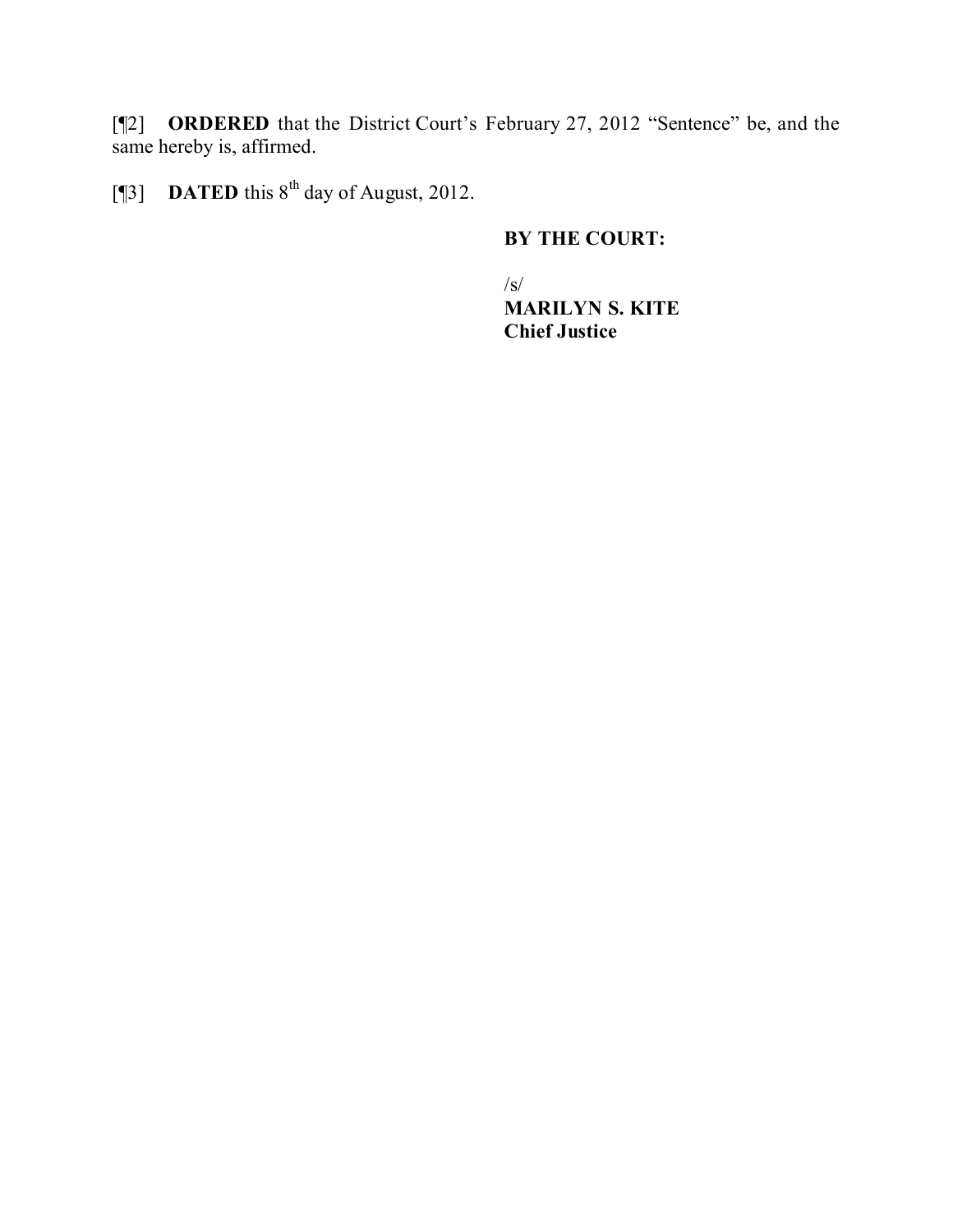[¶2] **ORDERED** that the District Court's February 27, 2012 "Sentence" be, and the same hereby is, affirmed.

[¶3] **DATED** this 8th day of August, 2012.

**BY THE COURT:**

/s/
**MARILYN S. KITE**
**Chief Justice**